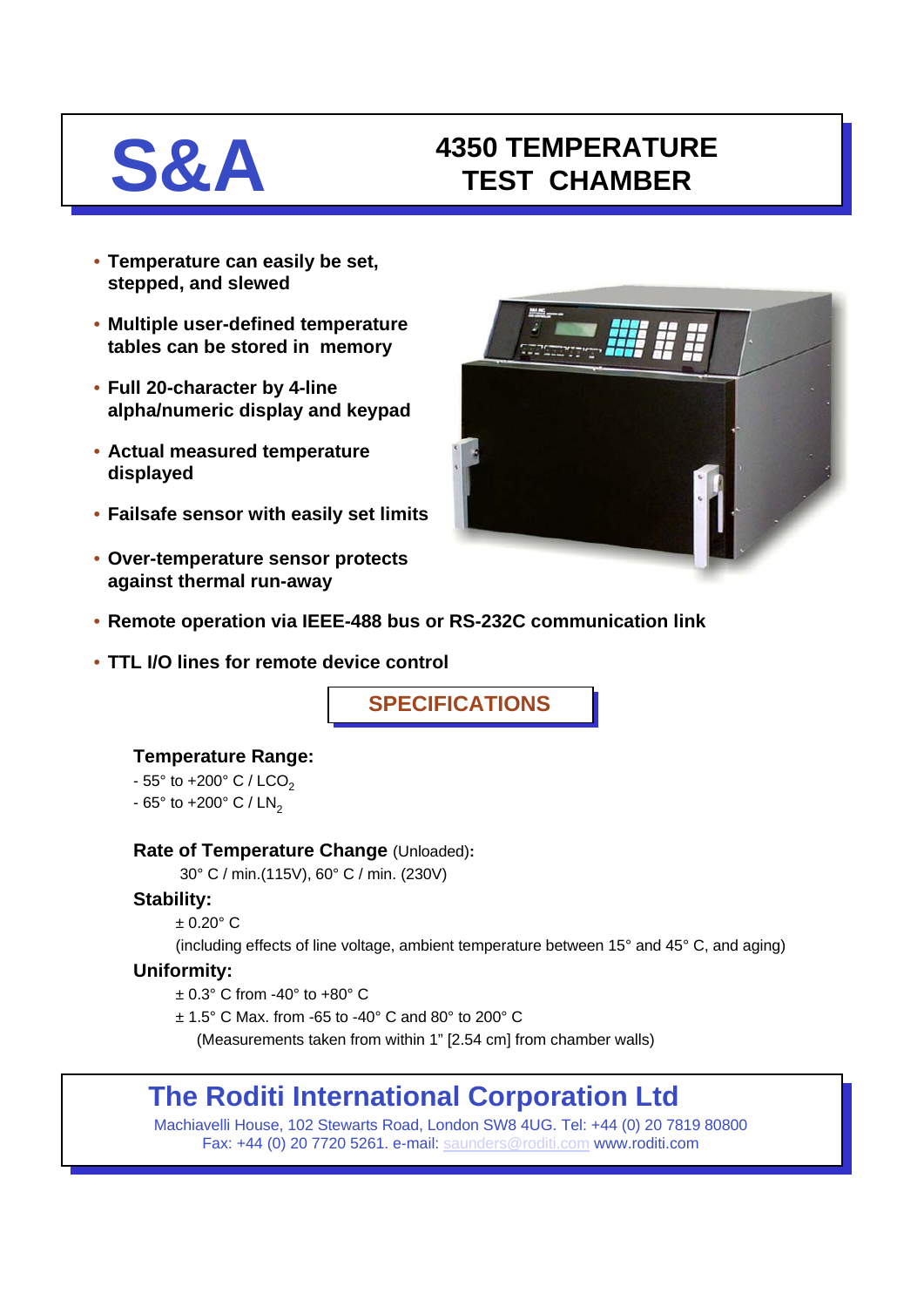# S&A

# 4350 TEMPERATURE TEST CHAMBER

- **Temperature can easily be set, stepped, and slewed**
- **Multiple user-defined temperature tables can be stored in memory**
- **Full 20-character by 4-line alpha/numeric display and keypad**
- **Actual measured temperature displayed**
- **Failsafe sensor with easily set limits**
- **Over-temperature sensor protects against thermal run-away**
- **Remote operation via IEEE-488 bus or RS-232C communication link**
- **TTL I/O lines for remote device control**

## SPECIFICATIONS

### Temperature Range:

- 55° to +200° C / $LCO_2$
- 65° to +200° C / $LN_2$

**Rate of Temperature Change** (Unloaded)**:**

30° C / min.(115V), 60° C / min. (230V)

**Stability:**

± 0.20° C

(including effects of line voltage, ambient temperature between 15° and 45° C, and aging)

**Uniformity:**

± 0.3° C from -40° to +80° C

± 1.5° C Max. from -65 to -40° C and 80° to 200° C

(Measurements taken from within 1" [2.54 cm] from chamber walls)

## The Roditi International Corporation Ltd

Machiavelli House, 102 Stewarts Road, London SW8 4UG. Tel: +44 (0) 20 7819 80800
Fax: +44 (0) 20 7720 5261. e-mail: saunders@roditi.com www.roditi.com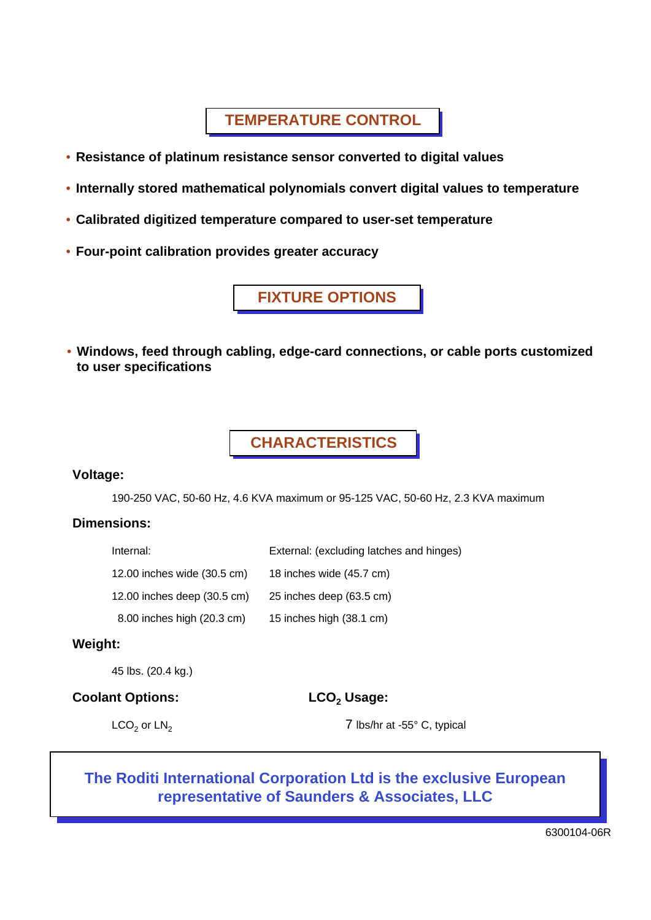## TEMPERATURE CONTROL

- **Resistance of platinum resistance sensor converted to digital values**
- **Internally stored mathematical polynomials convert digital values to temperature**
- **Calibrated digitized temperature compared to user-set temperature**
- **Four-point calibration provides greater accuracy**

## FIXTURE OPTIONS

- **Windows, feed through cabling, edge-card connections, or cable ports customized to user specifications**

## CHARACTERISTICS

**Voltage:**

190-250 VAC, 50-60 Hz, 4.6 KVA maximum or 95-125 VAC, 50-60 Hz, 2.3 KVA maximum

**Dimensions:**

| Internal: | External: (excluding latches and hinges) |
|---|---|
| 12.00 inches wide (30.5 cm) | 18 inches wide (45.7 cm) |
| 12.00 inches deep (30.5 cm) | 25 inches deep (63.5 cm) |
| 8.00 inches high (20.3 cm) | 15 inches high (38.1 cm) |

**Weight:**

45 lbs. (20.4 kg.)

**Coolant Options:**

$LCO_2$ or $LN_2$

**$LCO_2$ Usage:**

7 lbs/hr at -55° C, typical

**The Roditi International Corporation Ltd is the exclusive European representative of Saunders & Associates, LLC**

6300104-06R